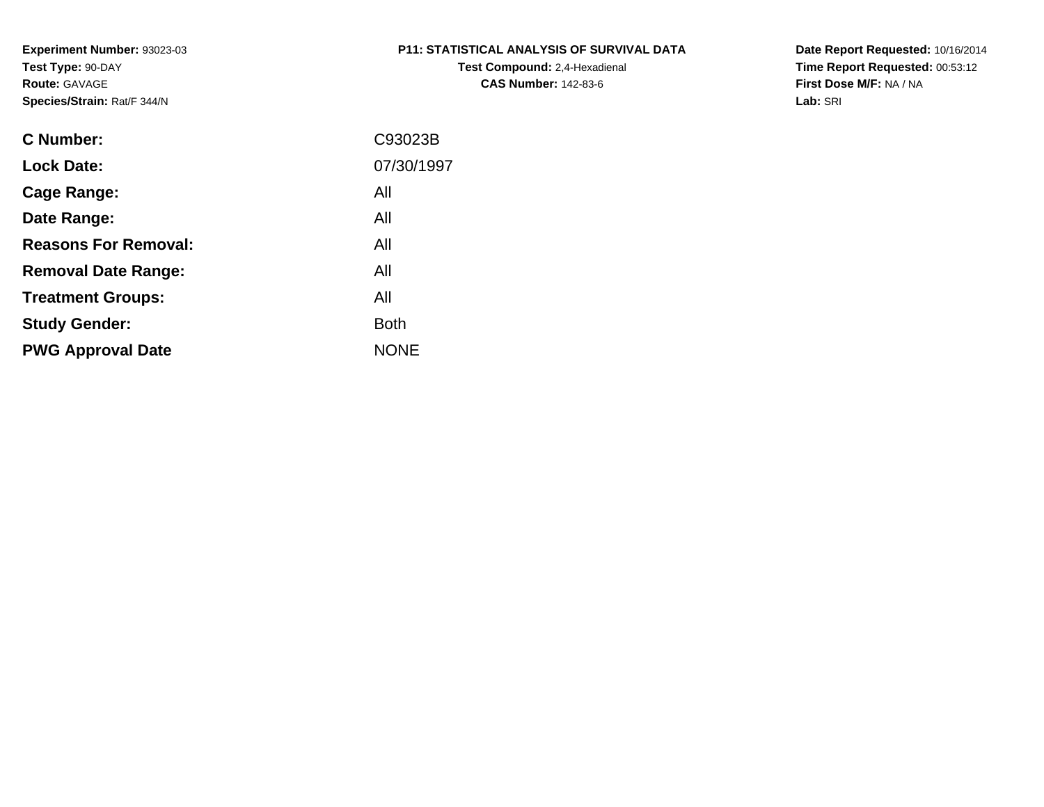**Experiment Number:** 93023-03
**Test Type:** 90-DAY
**Route:** GAVAGE
**Species/Strain:** Rat/F 344/N

**P11: STATISTICAL ANALYSIS OF SURVIVAL DATA**
**Test Compound:** 2,4-Hexadienal
**CAS Number:** 142-83-6

**Date Report Requested:** 10/16/2014
**Time Report Requested:** 00:53:12
**First Dose M/F:** NA / NA
**Lab:** SRI

| | |
|---|---|
| **C Number:** | C93023B |
| **Lock Date:** | 07/30/1997 |
| **Cage Range:** | All |
| **Date Range:** | All |
| **Reasons For Removal:** | All |
| **Removal Date Range:** | All |
| **Treatment Groups:** | All |
| **Study Gender:** | Both |
| **PWG Approval Date** | NONE |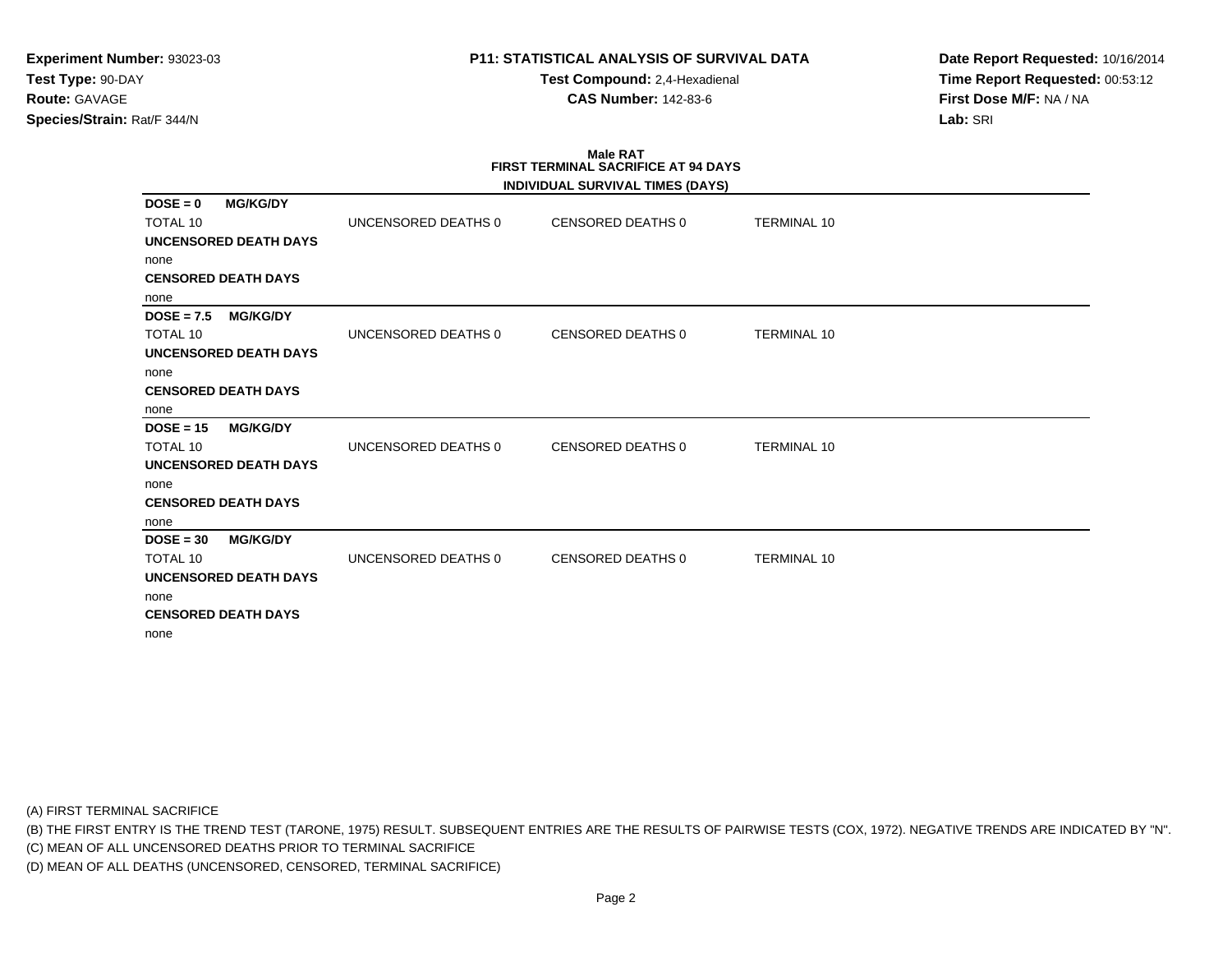**Experiment Number:** 93023-03
**Test Type:** 90-DAY
**Route:** GAVAGE
**Species/Strain:** Rat/F 344/N

**P11: STATISTICAL ANALYSIS OF SURVIVAL DATA**
**Test Compound:** 2,4-Hexadienal
**CAS Number:** 142-83-6

**Date Report Requested:** 10/16/2014
**Time Report Requested:** 00:53:12
**First Dose M/F:** NA / NA
**Lab:** SRI

**Male RAT**
**FIRST TERMINAL SACRIFICE AT 94 DAYS**
**INDIVIDUAL SURVIVAL TIMES (DAYS)**

**DOSE = 0 MG/KG/DY**

| TOTAL 10 | UNCENSORED DEATHS 0 | CENSORED DEATHS 0 | TERMINAL 10 |
|---|---|---|---|

**UNCENSORED DEATH DAYS**
none
**CENSORED DEATH DAYS**
none

**DOSE = 7.5 MG/KG/DY**

| TOTAL 10 | UNCENSORED DEATHS 0 | CENSORED DEATHS 0 | TERMINAL 10 |
|---|---|---|---|

**UNCENSORED DEATH DAYS**
none
**CENSORED DEATH DAYS**
none

**DOSE = 15 MG/KG/DY**

| TOTAL 10 | UNCENSORED DEATHS 0 | CENSORED DEATHS 0 | TERMINAL 10 |
|---|---|---|---|

**UNCENSORED DEATH DAYS**
none
**CENSORED DEATH DAYS**
none

**DOSE = 30 MG/KG/DY**

| TOTAL 10 | UNCENSORED DEATHS 0 | CENSORED DEATHS 0 | TERMINAL 10 |
|---|---|---|---|

**UNCENSORED DEATH DAYS**
none
**CENSORED DEATH DAYS**
none

(A) FIRST TERMINAL SACRIFICE
(B) THE FIRST ENTRY IS THE TREND TEST (TARONE, 1975) RESULT. SUBSEQUENT ENTRIES ARE THE RESULTS OF PAIRWISE TESTS (COX, 1972). NEGATIVE TRENDS ARE INDICATED BY "N".
(C) MEAN OF ALL UNCENSORED DEATHS PRIOR TO TERMINAL SACRIFICE
(D) MEAN OF ALL DEATHS (UNCENSORED, CENSORED, TERMINAL SACRIFICE)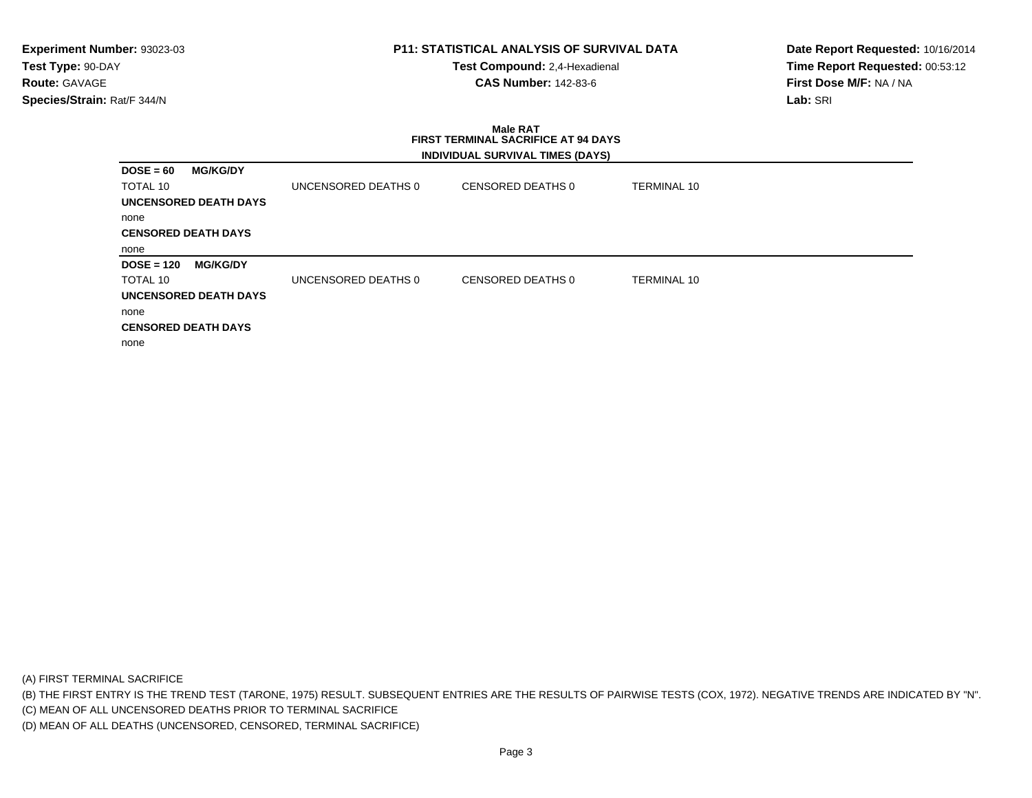**Experiment Number:** 93023-03
**Test Type:** 90-DAY
**Route:** GAVAGE
**Species/Strain:** Rat/F 344/N

**P11: STATISTICAL ANALYSIS OF SURVIVAL DATA**
**Test Compound:** 2,4-Hexadienal
**CAS Number:** 142-83-6

**Date Report Requested:** 10/16/2014
**Time Report Requested:** 00:53:12
**First Dose M/F:** NA / NA
**Lab:** SRI

**Male RAT**
**FIRST TERMINAL SACRIFICE AT 94 DAYS**

**INDIVIDUAL SURVIVAL TIMES (DAYS)**

**DOSE = 60 MG/KG/DY**

| TOTAL 10 | UNCENSORED DEATHS 0 | CENSORED DEATHS 0 | TERMINAL 10 |
|---|---|---|---|

**UNCENSORED DEATH DAYS**

none

**CENSORED DEATH DAYS**

none

**DOSE = 120 MG/KG/DY**

| TOTAL 10 | UNCENSORED DEATHS 0 | CENSORED DEATHS 0 | TERMINAL 10 |
|---|---|---|---|

**UNCENSORED DEATH DAYS**

none

**CENSORED DEATH DAYS**

none

(A) FIRST TERMINAL SACRIFICE
(B) THE FIRST ENTRY IS THE TREND TEST (TARONE, 1975) RESULT. SUBSEQUENT ENTRIES ARE THE RESULTS OF PAIRWISE TESTS (COX, 1972). NEGATIVE TRENDS ARE INDICATED BY "N".
(C) MEAN OF ALL UNCENSORED DEATHS PRIOR TO TERMINAL SACRIFICE
(D) MEAN OF ALL DEATHS (UNCENSORED, CENSORED, TERMINAL SACRIFICE)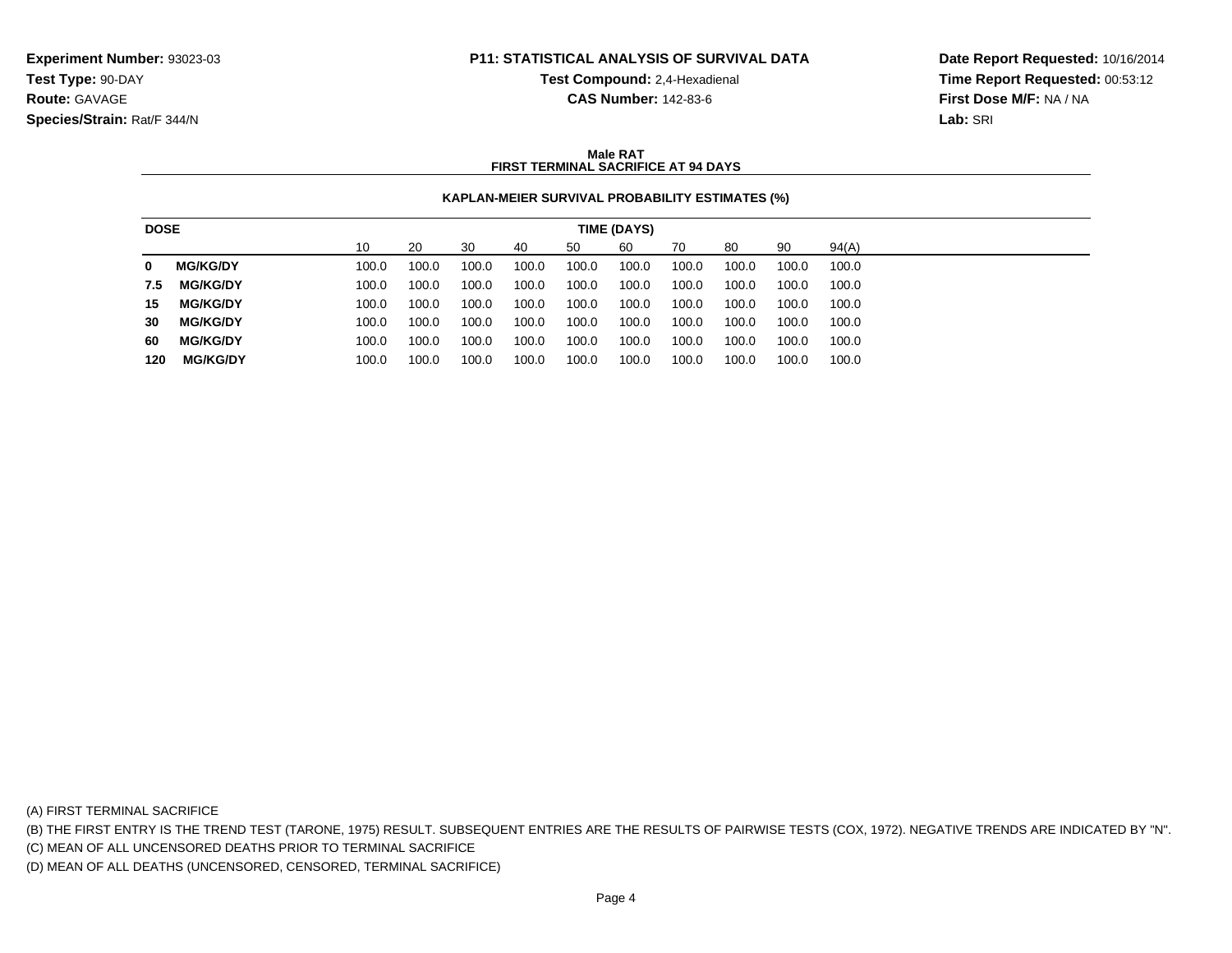**Experiment Number:** 93023-03
**Test Type:** 90-DAY
**Route:** GAVAGE
**Species/Strain:** Rat/F 344/N

**P11: STATISTICAL ANALYSIS OF SURVIVAL DATA**
**Test Compound:** 2,4-Hexadienal
**CAS Number:** 142-83-6

**Date Report Requested:** 10/16/2014
**Time Report Requested:** 00:53:12
**First Dose M/F:** NA / NA
**Lab:** SRI

**Male RAT**
**FIRST TERMINAL SACRIFICE AT 94 DAYS**

**KAPLAN-MEIER SURVIVAL PROBABILITY ESTIMATES (%)**

| DOSE | TIME (DAYS) | | | | | | | | | |
|---|---|---|---|---|---|---|---|---|---|---|
| | 10 | 20 | 30 | 40 | 50 | 60 | 70 | 80 | 90 | 94(A) |
| **0 MG/KG/DY** | 100.0 | 100.0 | 100.0 | 100.0 | 100.0 | 100.0 | 100.0 | 100.0 | 100.0 | 100.0 |
| **7.5 MG/KG/DY** | 100.0 | 100.0 | 100.0 | 100.0 | 100.0 | 100.0 | 100.0 | 100.0 | 100.0 | 100.0 |
| **15 MG/KG/DY** | 100.0 | 100.0 | 100.0 | 100.0 | 100.0 | 100.0 | 100.0 | 100.0 | 100.0 | 100.0 |
| **30 MG/KG/DY** | 100.0 | 100.0 | 100.0 | 100.0 | 100.0 | 100.0 | 100.0 | 100.0 | 100.0 | 100.0 |
| **60 MG/KG/DY** | 100.0 | 100.0 | 100.0 | 100.0 | 100.0 | 100.0 | 100.0 | 100.0 | 100.0 | 100.0 |
| **120 MG/KG/DY** | 100.0 | 100.0 | 100.0 | 100.0 | 100.0 | 100.0 | 100.0 | 100.0 | 100.0 | 100.0 |

(A) FIRST TERMINAL SACRIFICE
(B) THE FIRST ENTRY IS THE TREND TEST (TARONE, 1975) RESULT. SUBSEQUENT ENTRIES ARE THE RESULTS OF PAIRWISE TESTS (COX, 1972). NEGATIVE TRENDS ARE INDICATED BY "N".
(C) MEAN OF ALL UNCENSORED DEATHS PRIOR TO TERMINAL SACRIFICE
(D) MEAN OF ALL DEATHS (UNCENSORED, CENSORED, TERMINAL SACRIFICE)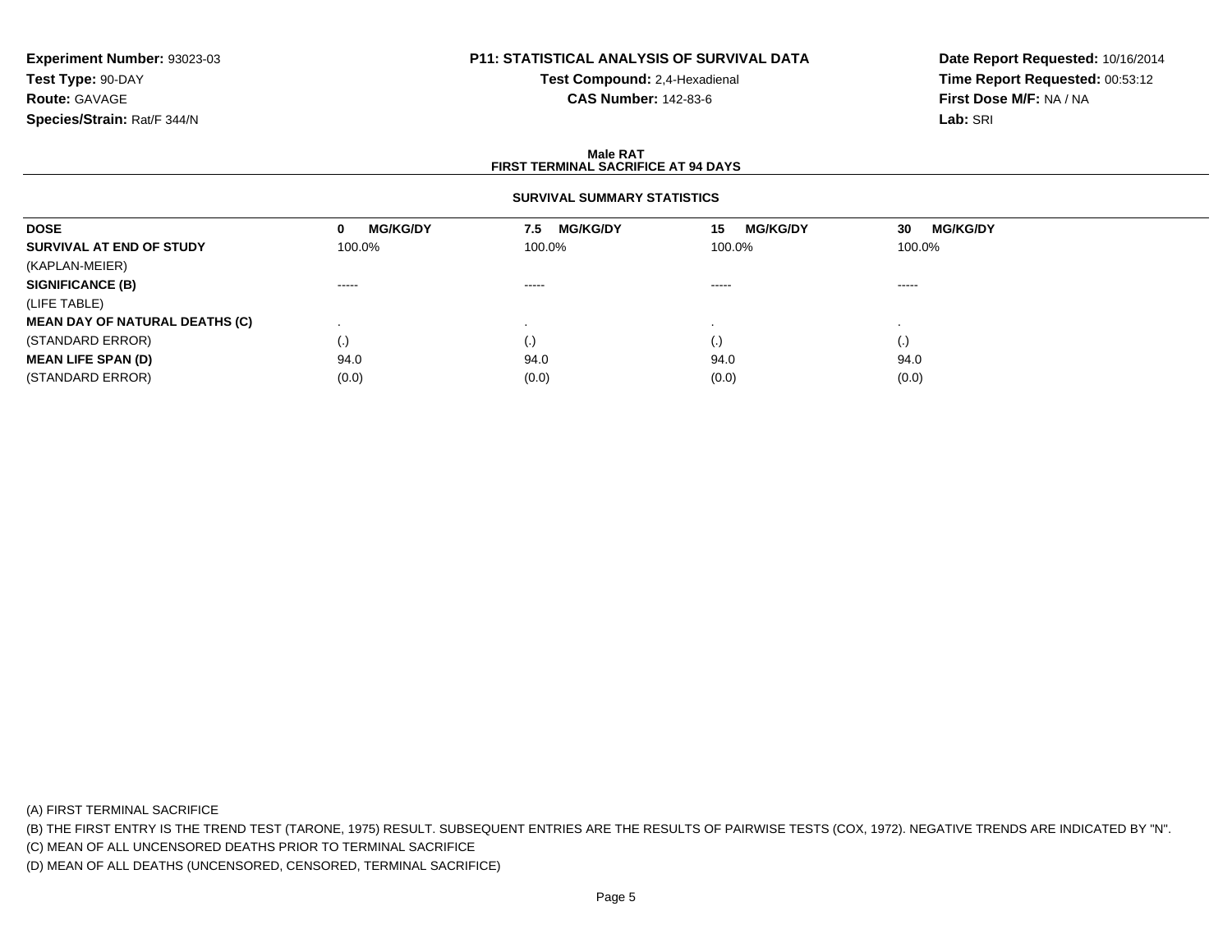**Experiment Number:** 93023-03
**Test Type:** 90-DAY
**Route:** GAVAGE
**Species/Strain:** Rat/F 344/N

**P11: STATISTICAL ANALYSIS OF SURVIVAL DATA**
**Test Compound:** 2,4-Hexadienal
**CAS Number:** 142-83-6

**Date Report Requested:** 10/16/2014
**Time Report Requested:** 00:53:12
**First Dose M/F:** NA / NA
**Lab:** SRI

**Male RAT**
**FIRST TERMINAL SACRIFICE AT 94 DAYS**

**SURVIVAL SUMMARY STATISTICS**

| DOSE | 0 MG/KG/DY | 7.5 MG/KG/DY | 15 MG/KG/DY | 30 MG/KG/DY |
|---|---|---|---|---|
| **SURVIVAL AT END OF STUDY** | 100.0% | 100.0% | 100.0% | 100.0% |
| (KAPLAN-MEIER) | | | | |
| **SIGNIFICANCE (B)** | ----- | ----- | ----- | ----- |
| (LIFE TABLE) | | | | |
| **MEAN DAY OF NATURAL DEATHS (C)** | . | . | . | . |
| (STANDARD ERROR) | (.) | (.) | (.) | (.) |
| **MEAN LIFE SPAN (D)** | 94.0 | 94.0 | 94.0 | 94.0 |
| (STANDARD ERROR) | (0.0) | (0.0) | (0.0) | (0.0) |

(A) FIRST TERMINAL SACRIFICE
(B) THE FIRST ENTRY IS THE TREND TEST (TARONE, 1975) RESULT. SUBSEQUENT ENTRIES ARE THE RESULTS OF PAIRWISE TESTS (COX, 1972). NEGATIVE TRENDS ARE INDICATED BY "N".
(C) MEAN OF ALL UNCENSORED DEATHS PRIOR TO TERMINAL SACRIFICE
(D) MEAN OF ALL DEATHS (UNCENSORED, CENSORED, TERMINAL SACRIFICE)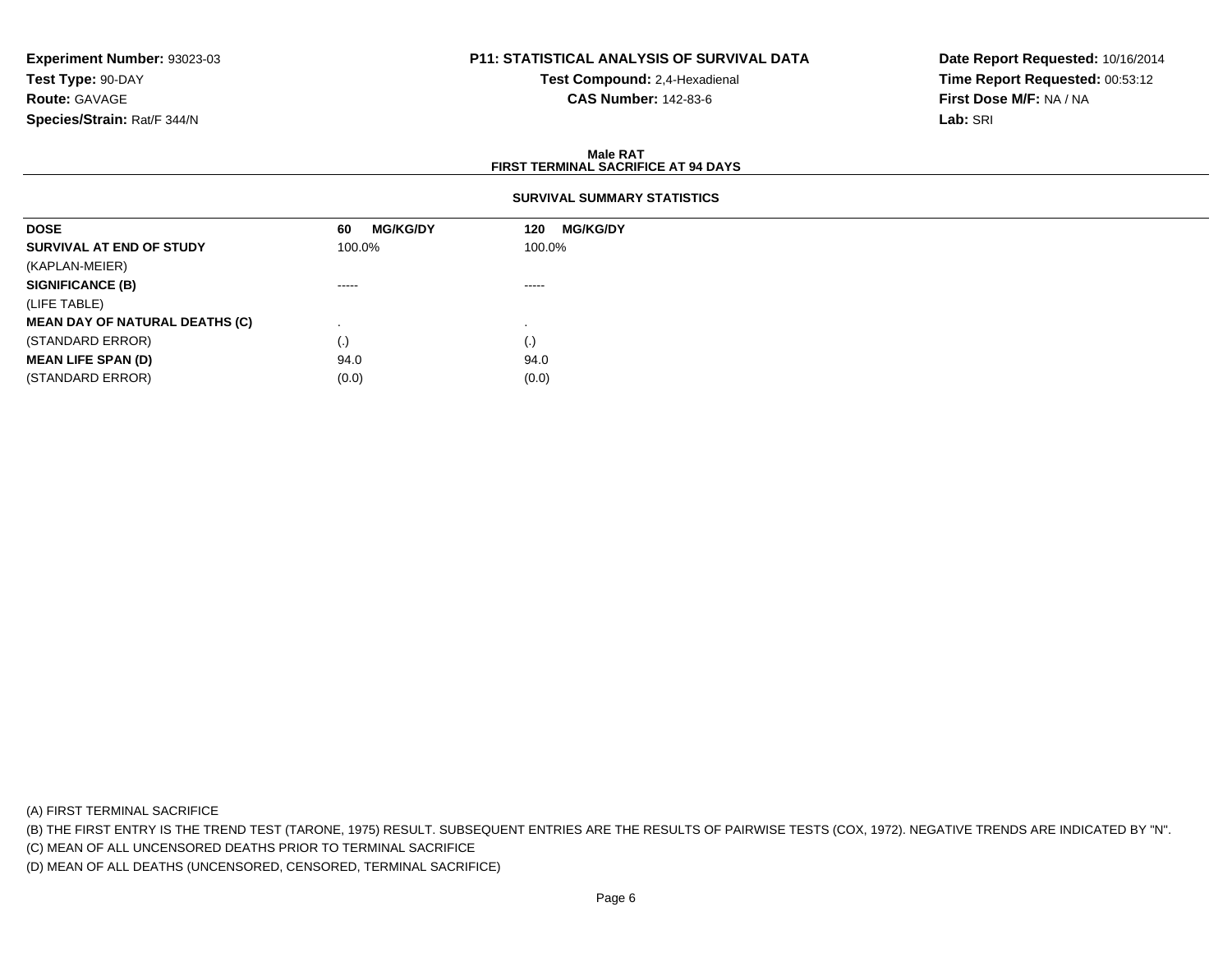**Experiment Number:** 93023-03
**Test Type:** 90-DAY
**Route:** GAVAGE
**Species/Strain:** Rat/F 344/N

**P11: STATISTICAL ANALYSIS OF SURVIVAL DATA**
**Test Compound:** 2,4-Hexadienal
**CAS Number:** 142-83-6

**Date Report Requested:** 10/16/2014
**Time Report Requested:** 00:53:12
**First Dose M/F:** NA / NA
**Lab:** SRI

**Male RAT**
**FIRST TERMINAL SACRIFICE AT 94 DAYS**

**SURVIVAL SUMMARY STATISTICS**

| DOSE | 60 MG/KG/DY | 120 MG/KG/DY |
|---|---|---|
| **SURVIVAL AT END OF STUDY** | 100.0% | 100.0% |
| (KAPLAN-MEIER) | | |
| **SIGNIFICANCE (B)** | ----- | ----- |
| (LIFE TABLE) | | |
| **MEAN DAY OF NATURAL DEATHS (C)** | . | . |
| (STANDARD ERROR) | (.) | (.) |
| **MEAN LIFE SPAN (D)** | 94.0 | 94.0 |
| (STANDARD ERROR) | (0.0) | (0.0) |

(A) FIRST TERMINAL SACRIFICE
(B) THE FIRST ENTRY IS THE TREND TEST (TARONE, 1975) RESULT. SUBSEQUENT ENTRIES ARE THE RESULTS OF PAIRWISE TESTS (COX, 1972). NEGATIVE TRENDS ARE INDICATED BY "N".
(C) MEAN OF ALL UNCENSORED DEATHS PRIOR TO TERMINAL SACRIFICE
(D) MEAN OF ALL DEATHS (UNCENSORED, CENSORED, TERMINAL SACRIFICE)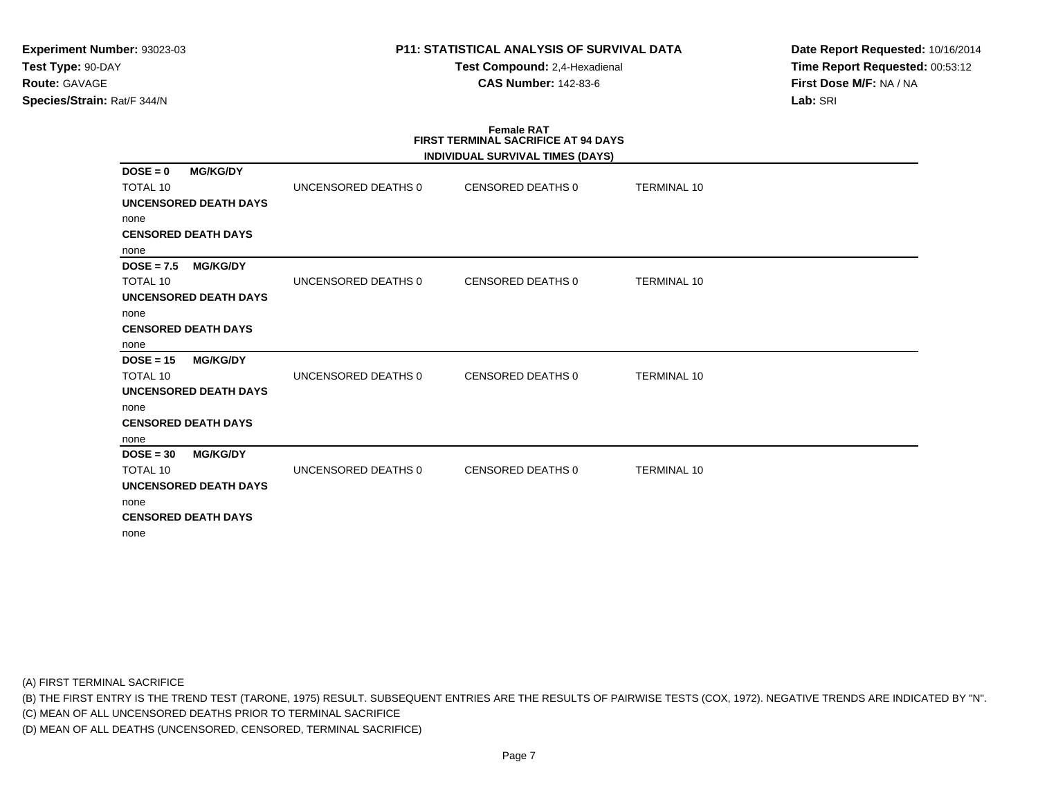**Experiment Number:** 93023-03
**Test Type:** 90-DAY
**Route:** GAVAGE
**Species/Strain:** Rat/F 344/N

**P11: STATISTICAL ANALYSIS OF SURVIVAL DATA**
**Test Compound:** 2,4-Hexadienal
**CAS Number:** 142-83-6

**Date Report Requested:** 10/16/2014
**Time Report Requested:** 00:53:12
**First Dose M/F:** NA / NA
**Lab:** SRI

## Female RAT
## FIRST TERMINAL SACRIFICE AT 94 DAYS
### INDIVIDUAL SURVIVAL TIMES (DAYS)

**DOSE = 0 MG/KG/DY**

TOTAL 10 | UNCENSORED DEATHS 0 | CENSORED DEATHS 0 | TERMINAL 10

**UNCENSORED DEATH DAYS**

none

**CENSORED DEATH DAYS**

none

**DOSE = 7.5 MG/KG/DY**

TOTAL 10 | UNCENSORED DEATHS 0 | CENSORED DEATHS 0 | TERMINAL 10

**UNCENSORED DEATH DAYS**

none

**CENSORED DEATH DAYS**

none

**DOSE = 15 MG/KG/DY**

TOTAL 10 | UNCENSORED DEATHS 0 | CENSORED DEATHS 0 | TERMINAL 10

**UNCENSORED DEATH DAYS**

none

**CENSORED DEATH DAYS**

none

**DOSE = 30 MG/KG/DY**

TOTAL 10 | UNCENSORED DEATHS 0 | CENSORED DEATHS 0 | TERMINAL 10

**UNCENSORED DEATH DAYS**

none

**CENSORED DEATH DAYS**

none

(A) FIRST TERMINAL SACRIFICE
(B) THE FIRST ENTRY IS THE TREND TEST (TARONE, 1975) RESULT. SUBSEQUENT ENTRIES ARE THE RESULTS OF PAIRWISE TESTS (COX, 1972). NEGATIVE TRENDS ARE INDICATED BY "N".
(C) MEAN OF ALL UNCENSORED DEATHS PRIOR TO TERMINAL SACRIFICE
(D) MEAN OF ALL DEATHS (UNCENSORED, CENSORED, TERMINAL SACRIFICE)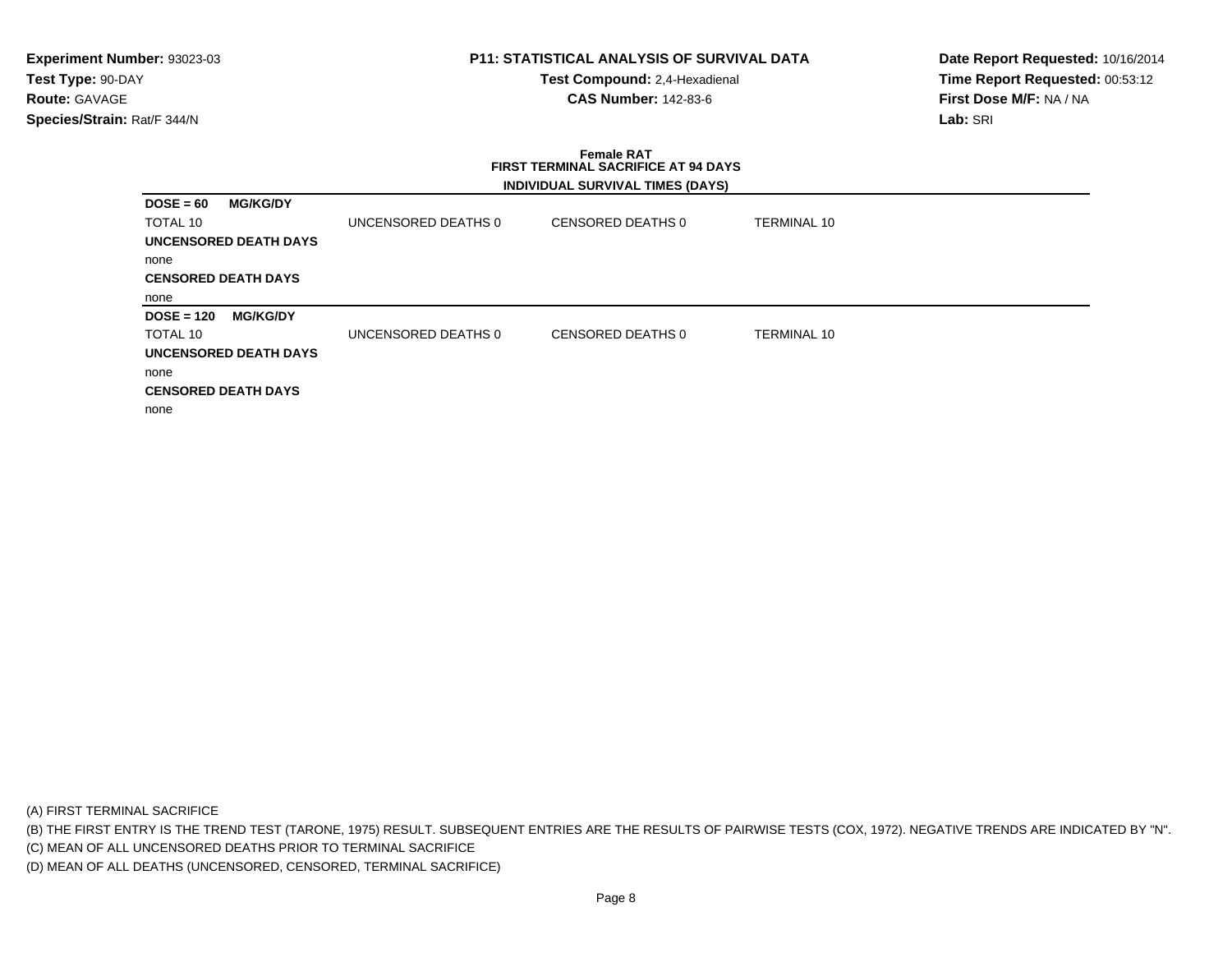**Experiment Number:** 93023-03
**Test Type:** 90-DAY
**Route:** GAVAGE
**Species/Strain:** Rat/F 344/N

**P11: STATISTICAL ANALYSIS OF SURVIVAL DATA**
**Test Compound:** 2,4-Hexadienal
**CAS Number:** 142-83-6

**Date Report Requested:** 10/16/2014
**Time Report Requested:** 00:53:12
**First Dose M/F:** NA / NA
**Lab:** SRI

**Female RAT**
**FIRST TERMINAL SACRIFICE AT 94 DAYS**
**INDIVIDUAL SURVIVAL TIMES (DAYS)**

**DOSE = 60 MG/KG/DY**

| TOTAL 10 | UNCENSORED DEATHS 0 | CENSORED DEATHS 0 | TERMINAL 10 |
|---|---|---|---|

**UNCENSORED DEATH DAYS**

none

**CENSORED DEATH DAYS**

none

**DOSE = 120 MG/KG/DY**

| TOTAL 10 | UNCENSORED DEATHS 0 | CENSORED DEATHS 0 | TERMINAL 10 |
|---|---|---|---|

**UNCENSORED DEATH DAYS**

none

**CENSORED DEATH DAYS**

none

(A) FIRST TERMINAL SACRIFICE
(B) THE FIRST ENTRY IS THE TREND TEST (TARONE, 1975) RESULT. SUBSEQUENT ENTRIES ARE THE RESULTS OF PAIRWISE TESTS (COX, 1972). NEGATIVE TRENDS ARE INDICATED BY "N".
(C) MEAN OF ALL UNCENSORED DEATHS PRIOR TO TERMINAL SACRIFICE
(D) MEAN OF ALL DEATHS (UNCENSORED, CENSORED, TERMINAL SACRIFICE)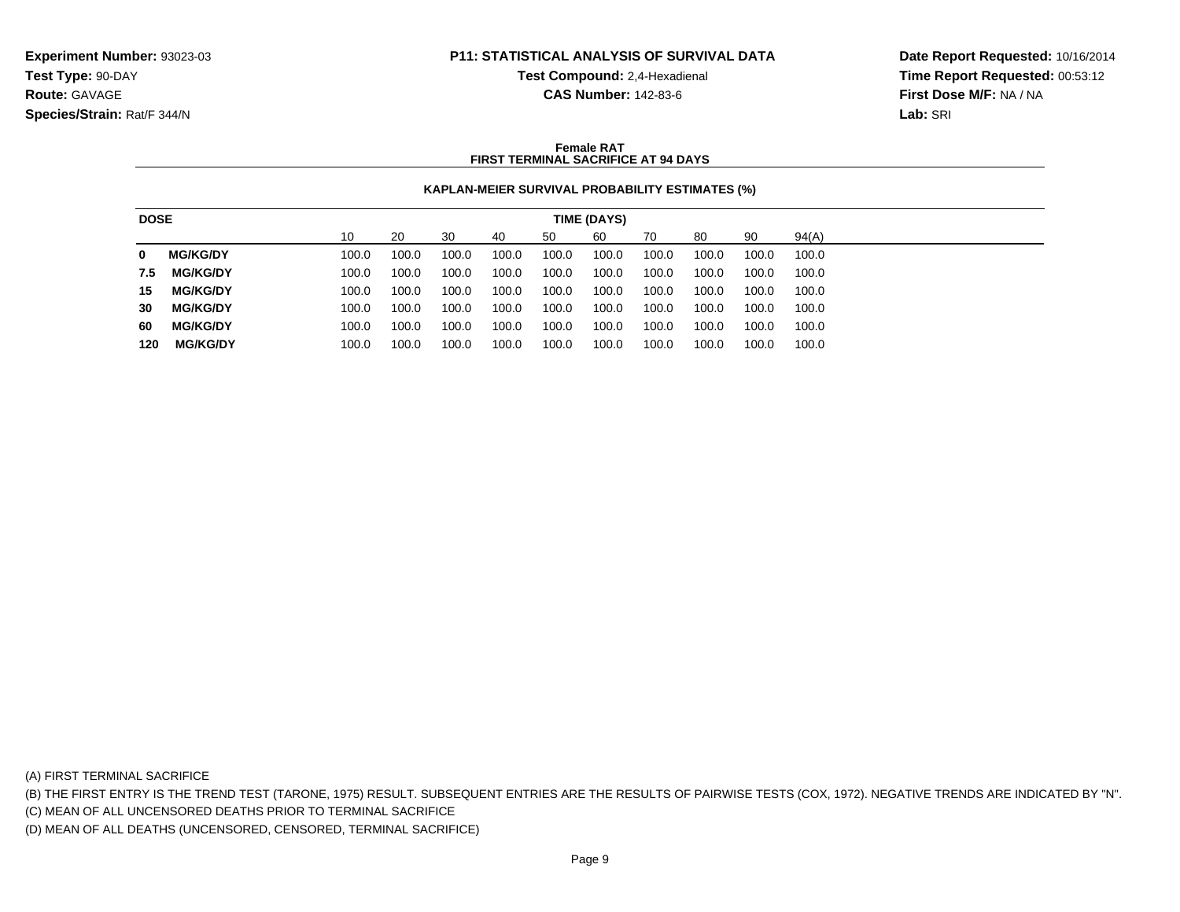**Experiment Number:** 93023-03
**Test Type:** 90-DAY
**Route:** GAVAGE
**Species/Strain:** Rat/F 344/N

**P11: STATISTICAL ANALYSIS OF SURVIVAL DATA**
**Test Compound:** 2,4-Hexadienal
**CAS Number:** 142-83-6

**Date Report Requested:** 10/16/2014
**Time Report Requested:** 00:53:12
**First Dose M/F:** NA / NA
**Lab:** SRI

**Female RAT**
**FIRST TERMINAL SACRIFICE AT 94 DAYS**

**KAPLAN-MEIER SURVIVAL PROBABILITY ESTIMATES (%)**

| DOSE | TIME (DAYS) | | | | | | | | | |
|---|---|---|---|---|---|---|---|---|---|---|
| | 10 | 20 | 30 | 40 | 50 | 60 | 70 | 80 | 90 | 94(A) |
| **0 MG/KG/DY** | 100.0 | 100.0 | 100.0 | 100.0 | 100.0 | 100.0 | 100.0 | 100.0 | 100.0 | 100.0 |
| **7.5 MG/KG/DY** | 100.0 | 100.0 | 100.0 | 100.0 | 100.0 | 100.0 | 100.0 | 100.0 | 100.0 | 100.0 |
| **15 MG/KG/DY** | 100.0 | 100.0 | 100.0 | 100.0 | 100.0 | 100.0 | 100.0 | 100.0 | 100.0 | 100.0 |
| **30 MG/KG/DY** | 100.0 | 100.0 | 100.0 | 100.0 | 100.0 | 100.0 | 100.0 | 100.0 | 100.0 | 100.0 |
| **60 MG/KG/DY** | 100.0 | 100.0 | 100.0 | 100.0 | 100.0 | 100.0 | 100.0 | 100.0 | 100.0 | 100.0 |
| **120 MG/KG/DY** | 100.0 | 100.0 | 100.0 | 100.0 | 100.0 | 100.0 | 100.0 | 100.0 | 100.0 | 100.0 |

(A) FIRST TERMINAL SACRIFICE
(B) THE FIRST ENTRY IS THE TREND TEST (TARONE, 1975) RESULT. SUBSEQUENT ENTRIES ARE THE RESULTS OF PAIRWISE TESTS (COX, 1972). NEGATIVE TRENDS ARE INDICATED BY "N".
(C) MEAN OF ALL UNCENSORED DEATHS PRIOR TO TERMINAL SACRIFICE
(D) MEAN OF ALL DEATHS (UNCENSORED, CENSORED, TERMINAL SACRIFICE)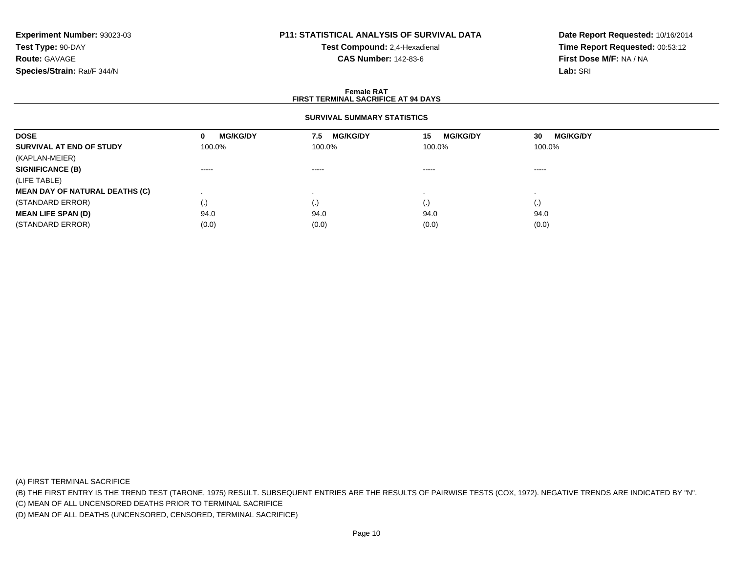**Experiment Number:** 93023-03
**Test Type:** 90-DAY
**Route:** GAVAGE
**Species/Strain:** Rat/F 344/N

**P11: STATISTICAL ANALYSIS OF SURVIVAL DATA**
**Test Compound:** 2,4-Hexadienal
**CAS Number:** 142-83-6

**Date Report Requested:** 10/16/2014
**Time Report Requested:** 00:53:12
**First Dose M/F:** NA / NA
**Lab:** SRI

## Female RAT
## FIRST TERMINAL SACRIFICE AT 94 DAYS

### SURVIVAL SUMMARY STATISTICS

| DOSE | 0 MG/KG/DY | 7.5 MG/KG/DY | 15 MG/KG/DY | 30 MG/KG/DY |
|---|---|---|---|---|
| **SURVIVAL AT END OF STUDY** | 100.0% | 100.0% | 100.0% | 100.0% |
| (KAPLAN-MEIER) | | | | |
| **SIGNIFICANCE (B)** | ----- | ----- | ----- | ----- |
| (LIFE TABLE) | | | | |
| **MEAN DAY OF NATURAL DEATHS (C)** | . | . | . | . |
| (STANDARD ERROR) | (.) | (.) | (.) | (.) |
| **MEAN LIFE SPAN (D)** | 94.0 | 94.0 | 94.0 | 94.0 |
| (STANDARD ERROR) | (0.0) | (0.0) | (0.0) | (0.0) |

(A) FIRST TERMINAL SACRIFICE
(B) THE FIRST ENTRY IS THE TREND TEST (TARONE, 1975) RESULT. SUBSEQUENT ENTRIES ARE THE RESULTS OF PAIRWISE TESTS (COX, 1972). NEGATIVE TRENDS ARE INDICATED BY "N".
(C) MEAN OF ALL UNCENSORED DEATHS PRIOR TO TERMINAL SACRIFICE
(D) MEAN OF ALL DEATHS (UNCENSORED, CENSORED, TERMINAL SACRIFICE)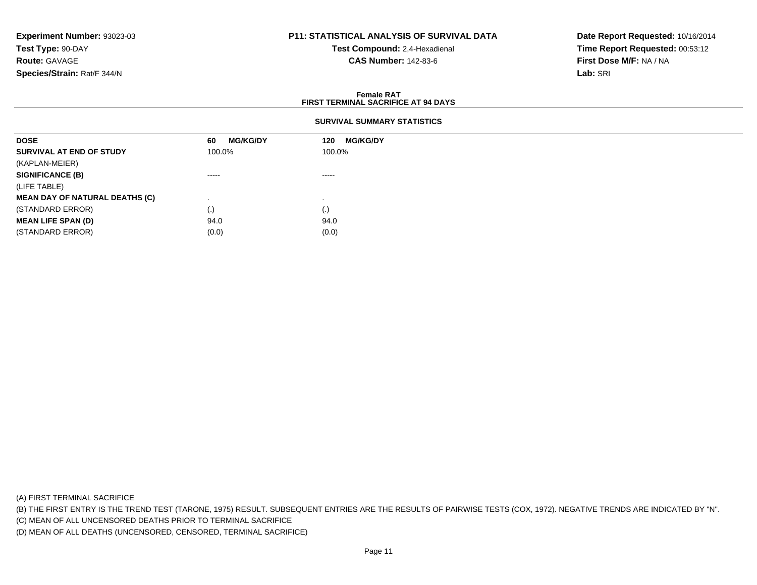**Experiment Number:** 93023-03
**Test Type:** 90-DAY
**Route:** GAVAGE
**Species/Strain:** Rat/F 344/N

**P11: STATISTICAL ANALYSIS OF SURVIVAL DATA**
**Test Compound:** 2,4-Hexadienal
**CAS Number:** 142-83-6

**Date Report Requested:** 10/16/2014
**Time Report Requested:** 00:53:12
**First Dose M/F:** NA / NA
**Lab:** SRI

**Female RAT**
**FIRST TERMINAL SACRIFICE AT 94 DAYS**

**SURVIVAL SUMMARY STATISTICS**

| DOSE | 60 MG/KG/DY | 120 MG/KG/DY |
|---|---|---|
| **SURVIVAL AT END OF STUDY** | 100.0% | 100.0% |
| (KAPLAN-MEIER) | | |
| **SIGNIFICANCE (B)** | ----- | ----- |
| (LIFE TABLE) | | |
| **MEAN DAY OF NATURAL DEATHS (C)** | . | . |
| (STANDARD ERROR) | (.) | (.) |
| **MEAN LIFE SPAN (D)** | 94.0 | 94.0 |
| (STANDARD ERROR) | (0.0) | (0.0) |

(A) FIRST TERMINAL SACRIFICE
(B) THE FIRST ENTRY IS THE TREND TEST (TARONE, 1975) RESULT. SUBSEQUENT ENTRIES ARE THE RESULTS OF PAIRWISE TESTS (COX, 1972). NEGATIVE TRENDS ARE INDICATED BY "N".
(C) MEAN OF ALL UNCENSORED DEATHS PRIOR TO TERMINAL SACRIFICE
(D) MEAN OF ALL DEATHS (UNCENSORED, CENSORED, TERMINAL SACRIFICE)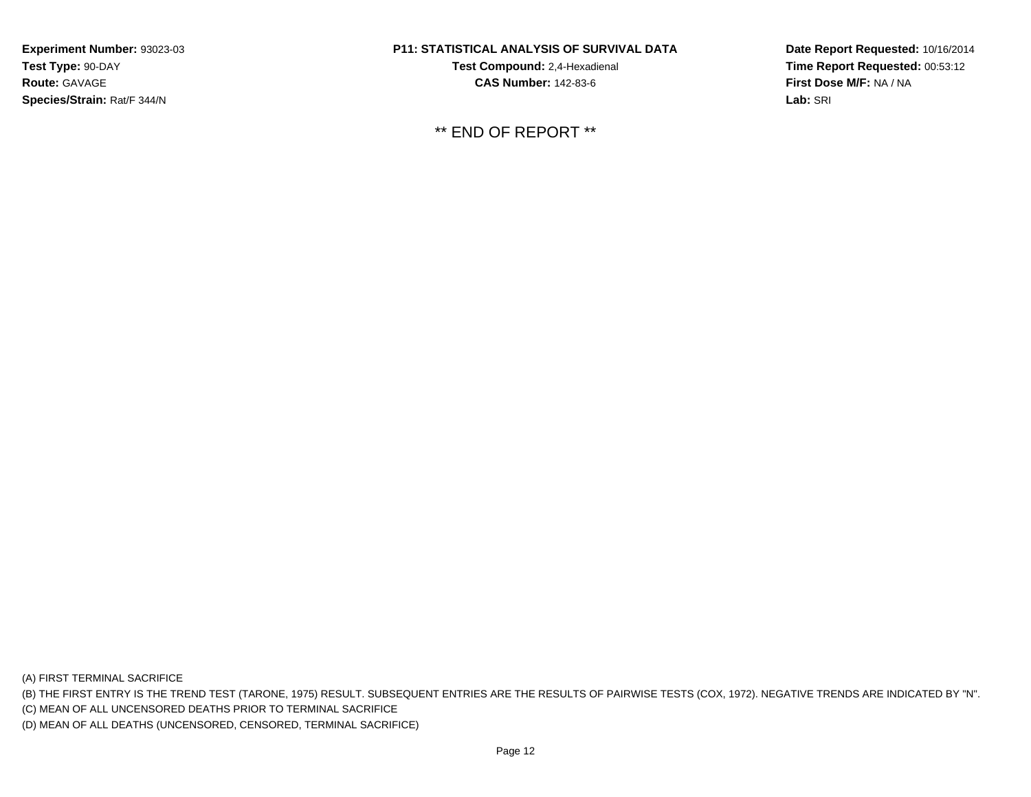** END OF REPORT **

(A) FIRST TERMINAL SACRIFICE

(B) THE FIRST ENTRY IS THE TREND TEST (TARONE, 1975) RESULT. SUBSEQUENT ENTRIES ARE THE RESULTS OF PAIRWISE TESTS (COX, 1972). NEGATIVE TRENDS ARE INDICATED BY "N".

(C) MEAN OF ALL UNCENSORED DEATHS PRIOR TO TERMINAL SACRIFICE

(D) MEAN OF ALL DEATHS (UNCENSORED, CENSORED, TERMINAL SACRIFICE)